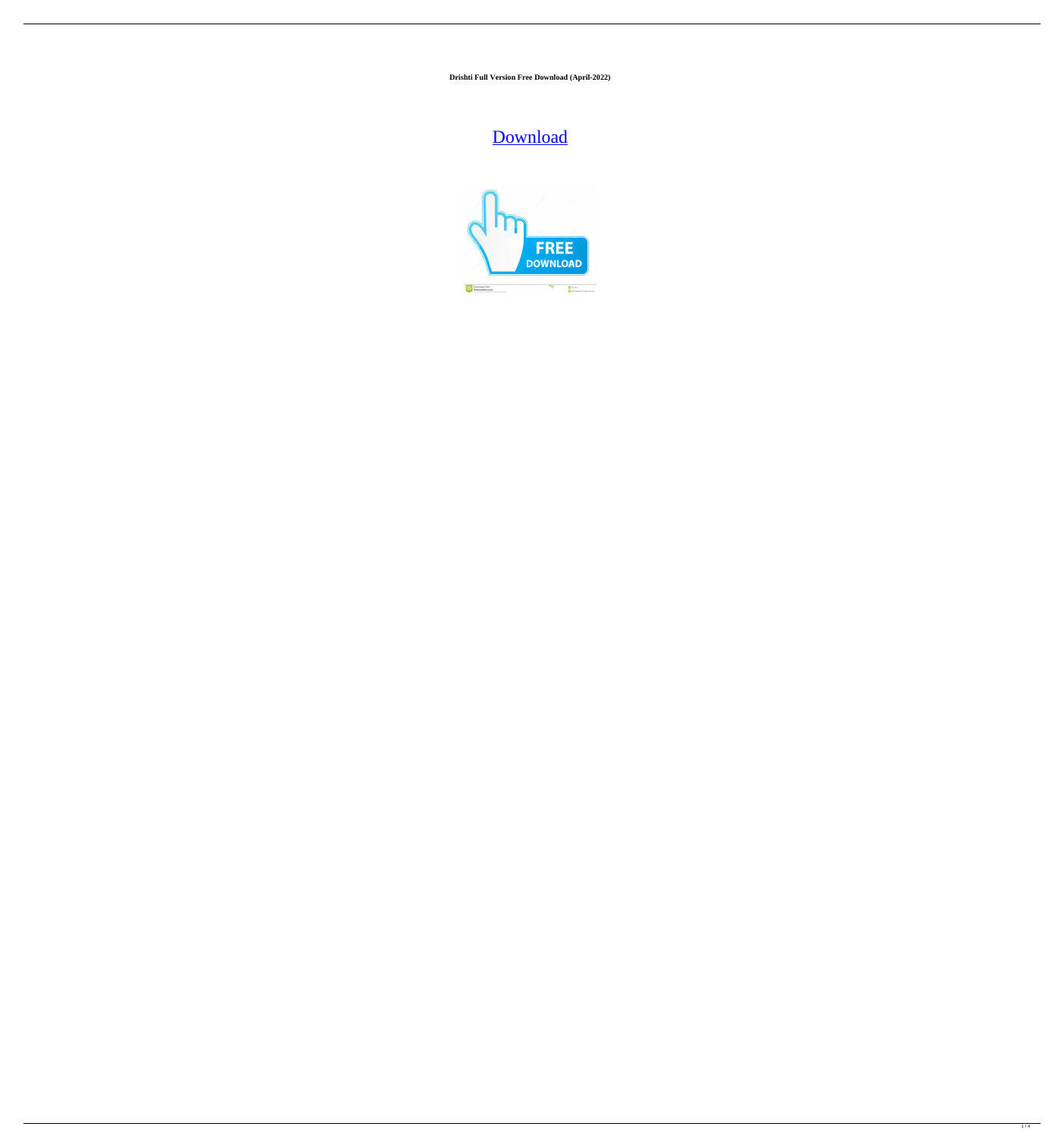**Drishti Full Version Free Download (April-2022)**

Download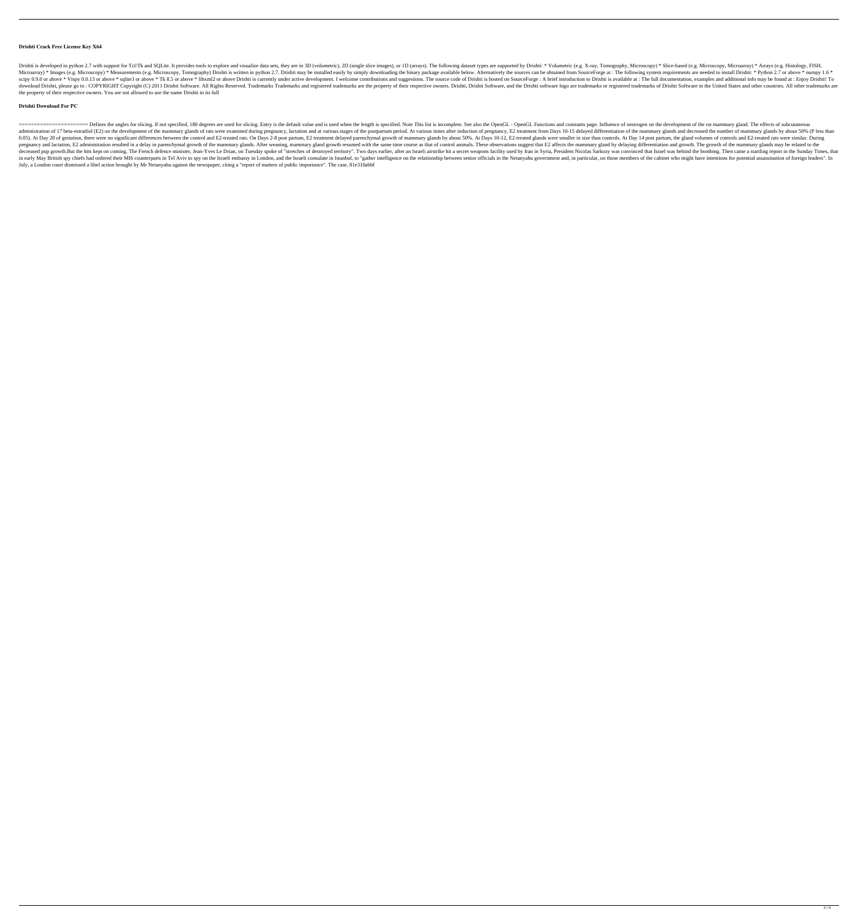### Drishti Crack Free License Key X64

Drishti is developed in python 2.7 with support for Tcl/Tk and SQLite. It provides tools to explore and visualize data sets, they are in 3D (volumetric), 2D (single slice images), or 1D (arrays). The following dataset types are supported by Drishti: * Volumetric (e.g. X-ray, Tomography, Microscopy) * Slice-based (e.g. Microscopy, Microarray) * Arrays (e.g. Histology, FISH, Microarray) * Images (e.g. Microscopy) * Measurements (e.g. Microscopy, Tomography) Drishti is written in python 2.7. Drishti may be installed easily by simply downloading the binary package available below. Alternatively the sources can be obtained from SourceForge at : The following system requirements are needed to install Drishti: * Python 2.7 or above * numpy 1.6 * scipy 0.9.0 or above * Vispy 0.0.13 or above * sqlite3 or above * Tk 8.5 or above * libxml2 or above Drishti is currently under active development. I welcome contributions and suggestions. The source code of Drishti is hosted on SourceForge : A brief introduction to Drishti is available at : The full documentation, examples and additional info may be found at : Enjoy Drishti! To download Drishti, please go to : COPYRIGHT Copyright (C) 2011 Drishti Software. All Rights Reserved. Trademarks Trademarks and registered trademarks are the property of their respective owners. Drishti, Drishti Software, and the Drishti software logo are trademarks or registered trademarks of Drishti Software in the United States and other countries. All other trademarks are the property of their respective owners. You are not allowed to use the name Drishti in its full

### Drishti Download For PC

====================== Defines the angles for slicing. If not specified, 180 degrees are used for slicing. Entry is the default value and is used when the length is specified. Note This list is incomplete. See also the OpenGL - OpenGL Functions and constants page. Influence of oestrogen on the development of the rat mammary gland. The effects of subcutaneous administration of 17 beta-estradiol (E2) on the development of the mammary glands of rats were examined during pregnancy, lactation and at various stages of the postpartum period. At various times after induction of pregnancy, E2 treatment from Days 10-15 delayed differentiation of the mammary glands and decreased the number of mammary glands by about 50% (P less than 0.05). At Day 20 of gestation, there were no significant differences between the control and E2-treated rats. On Days 2-8 post partum, E2 treatment delayed parenchymal growth of mammary glands by about 50%. At Days 10-12, E2-treated glands were smaller in size than controls. At Day 14 post partum, the gland volumes of controls and E2-treated rats were similar. During pregnancy and lactation, E2 administration resulted in a delay in parenchymal growth of the mammary glands. After weaning, mammary gland growth resumed with the same time course as that of control animals. These observations suggest that E2 affects the mammary gland by delaying differentiation and growth. The growth of the mammary glands may be related to the decreased pup growth.But the hits kept on coming. The French defence minister, Jean-Yves Le Drian, on Tuesday spoke of "stretches of destroyed territory". Two days earlier, after an Israeli airstrike hit a secret weapons facility used by Iran in Syria, President Nicolas Sarkozy was convinced that Israel was behind the bombing. Then came a startling report in the Sunday Times, that in early May British spy chiefs had ordered their MI6 counterparts in Tel Aviv to spy on the Israeli embassy in London, and the Israeli consulate in Istanbul, to "gather intelligence on the relationship between senior officials in the Netanyahu government and, in particular, on those members of the cabinet who might have intentions for potential assassination of foreign leaders". In July, a London court dismissed a libel action brought by Mr Netanyahu against the newspaper, citing a "report of matters of public importance". The case, 81e310abbf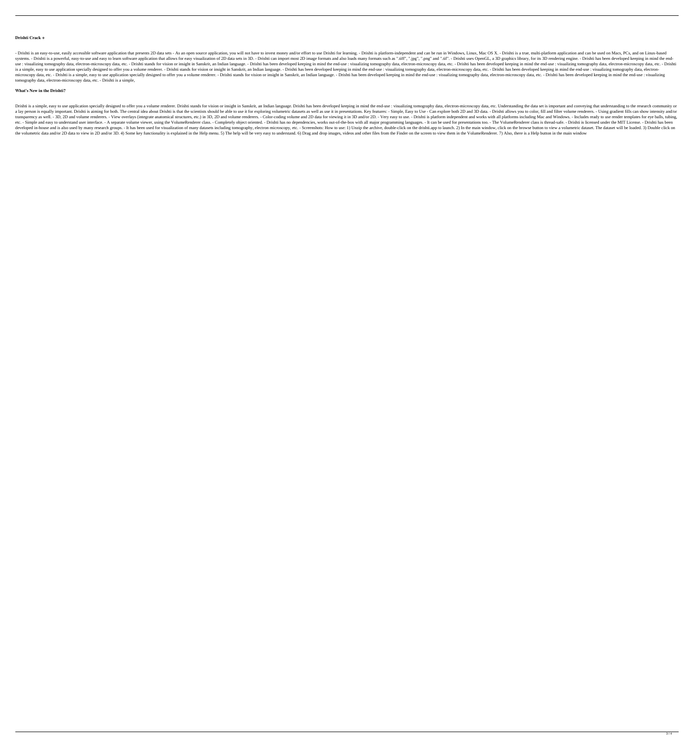### Drishti Crack +

- Drishti is an easy-to-use, easily accessible software application that presents 2D data sets - As an open source application, you will not have to invest money and/or effort to use Drishti for learning. - Drishti is platform-independent and can be run in Windows, Linux, Mac OS X. - Drishti is a true, multi-platform application and can be used on Macs, PCs, and on Linux-based systems. - Drishti is a powerful, easy-to-use and easy to learn software application that allows for easy visualization of 2D data sets in 3D. - Drishti can import most 2D image formats and also loads many formats such as ".tiff", ".jpg", ".png" and ".tif". - Drishti uses OpenGL, a 3D graphics library, for its 3D rendering engine. - Drishti has been developed keeping in mind the end-use : visualizing tomography data, electron-microscopy data, etc. - Drishti stands for vision or insight in Sanskrit, an Indian language. - Drishti has been developed keeping in mind the end-use : visualizing tomography data, electron-microscopy data, etc. - Drishti has been developed keeping in mind the end-use : visualizing tomography data, electron-microscopy data, etc. - Drishti is a simple, easy to use application specially designed to offer you a volume renderer. - Drishti stands for vision or insight in Sanskrit, an Indian language. - Drishti has been developed keeping in mind the end-use : visualizing tomography data, electron-microscopy data, etc. - Drishti has been developed keeping in mind the end-use : visualizing tomography data, electron-microscopy data, etc. - Drishti is a simple, easy to use application specially designed to offer you a volume renderer. - Drishti stands for vision or insight in Sanskrit, an Indian language. - Drishti has been developed keeping in mind the end-use : visualizing tomography data, electron-microscopy data, etc. - Drishti has been developed keeping in mind the end-use : visualizing tomography data, electron-microscopy data, etc. - Drishti is a simple,

### What's New in the Drishti?

Drishti is a simple, easy to use application specially designed to offer you a volume renderer. Drishti stands for vision or insight in Sanskrit, an Indian language. Drishti has been developed keeping in mind the end-use : visualizing tomography data, electron-microscopy data, etc. Understanding the data set is important and conveying that understanding to the research community or a lay person is equally important. Drishti is aiming for both. The central idea about Drishti is that the scientists should be able to use it for exploring volumetric datasets as well as use it in presentations. Key features: - Simple, Easy to Use - Can explore both 2D and 3D data. - Drishti allows you to color, fill and filter volume renderers. - Using gradient fills can show intensity and/or transparency as well. - 3D, 2D and volume renderers. - View overlays (integrate anatomical structures, etc.) in 3D, 2D and volume renderers. - Color-coding volume and 2D data for viewing it in 3D and/or 2D. - Very easy to use. - Drishti is platform independent and works with all platforms including Mac and Windows. - Includes ready to use render templates for eye balls, tubing, etc. - Simple and easy to understand user interface. - A separate volume viewer, using the VolumeRenderer class. - Completely object oriented. - Drishti has no dependencies, works out-of-the-box with all major programming languages. - It can be used for presentations too. - The VolumeRenderer class is thread-safe. - Drishti is licensed under the MIT License. - Drishti has been developed in-house and is also used by many research groups. - It has been used for visualization of many datasets including tomography, electron microscopy, etc. - Screenshots: How to use: 1) Unzip the archive, double-click on the drishti.app to launch. 2) In the main window, click on the browse button to view a volumetric dataset. The dataset will be loaded. 3) Double click on the volumetric data and/or 2D data to view in 2D and/or 3D. 4) Some key functionality is explained in the Help menu. 5) The help will be very easy to understand. 6) Drag and drop images, videos and other files from the Finder on the screen to view them in the VolumeRenderer. 7) Also, there is a Help button in the main window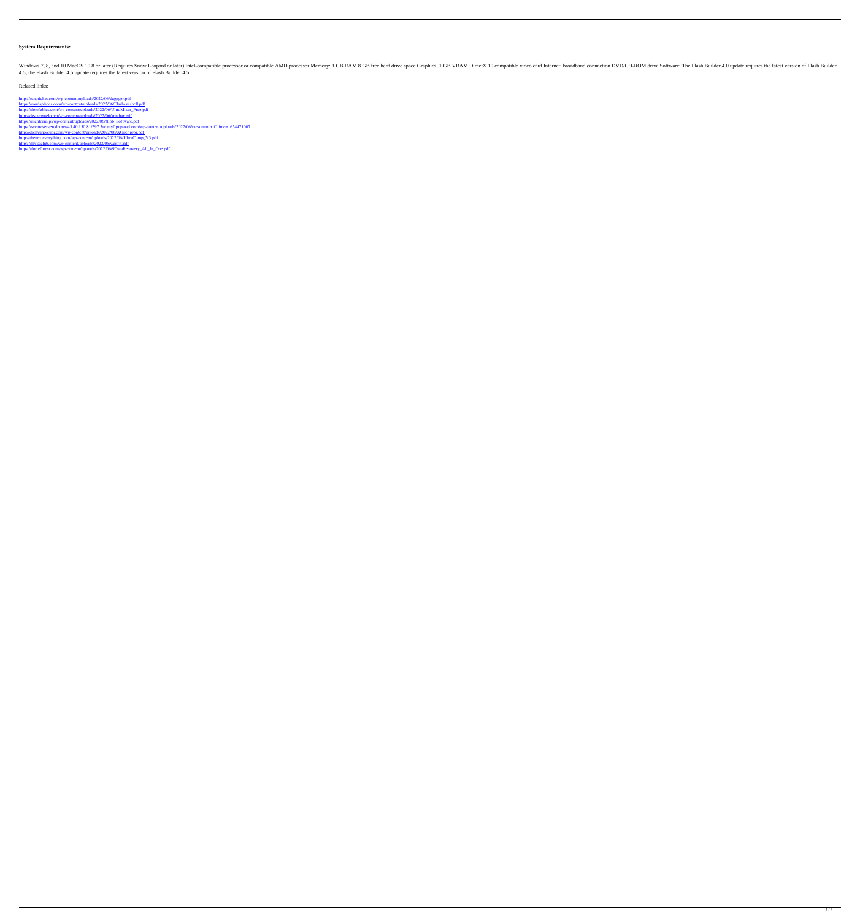**System Requirements:**

Windows 7, 8, and 10 MacOS 10.8 or later (Requires Snow Leopard or later) Intel-compatible processor or compatible AMD processor Memory: 1 GB RAM 8 GB free hard drive space Graphics: 1 GB VRAM DirectX 10 compatible video card Internet: broadband connection DVD/CD-ROM drive Software: The Flash Builder 4.0 update requires the latest version of Flash Builder 4.5; the Flash Builder 4.5 update requires the latest version of Flash Builder 4.5

Related links:

https://unoticket.com/wp-content/uploads/2022/06/dagnzer.pdf
https://rondaplaces.com/wp-content/uploads/2022/06/Flashexeshell.pdf
https://fotofables.com/wp-content/uploads/2022/06/UltraMixer_Free.pdf
http://descargatelo.net/wp-content/uploads/2022/06/annihar.pdf
https://mentorus.pl/wp-content/uploads/2022/06/Tipib_Software.pdf
https://secureservercdn.net/45.40.150.81/997.5ae.myftpupload.com/wp-content/uploads/2022/06/raesomm.pdf?time=1654471007
http://dichvuhoicuoi.com/wp-content/uploads/2022/06/XOpenproj.pdf
http://thenexteverything.com/wp-content/uploads/2022/06/UltraComp_V3.pdf
https://leykaclub.com/wp-content/uploads/2022/06/wanfit.pdf
https://forteforest.com/wp-content/uploads/2022/06/9DataRecovery_All_In_One.pdf